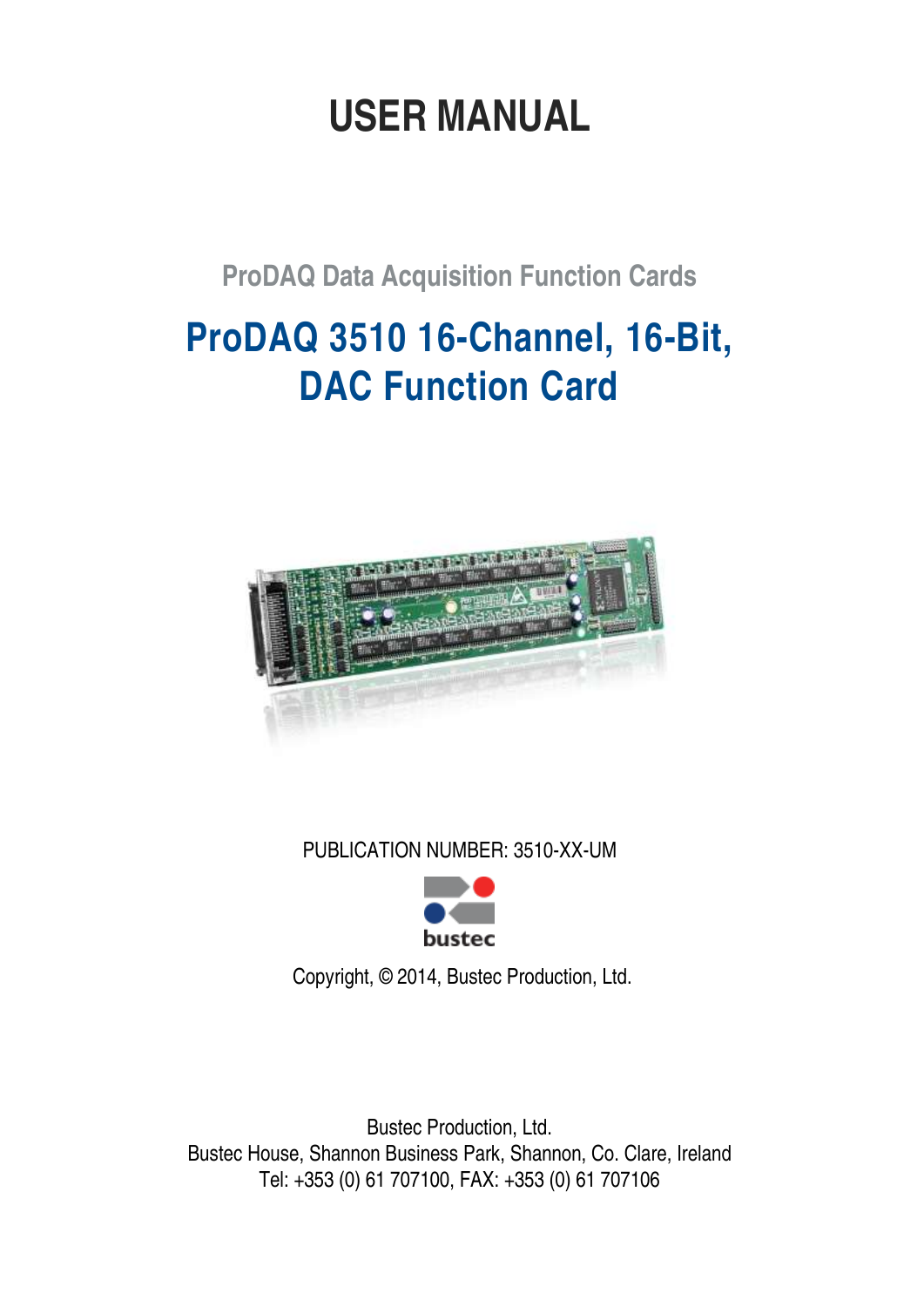# USER MANUAL

## ProDAQ Data Acquisition Function Cards

# ProDAQ 3510 16-Channel, 16-Bit, DAC Function Card

PUBLICATION NUMBER: 3510-XX-UM

bustec

Copyright, © 2014, Bustec Production, Ltd.

Bustec Production, Ltd.
Bustec House, Shannon Business Park, Shannon, Co. Clare, Ireland
Tel: +353 (0) 61 707100, FAX: +353 (0) 61 707106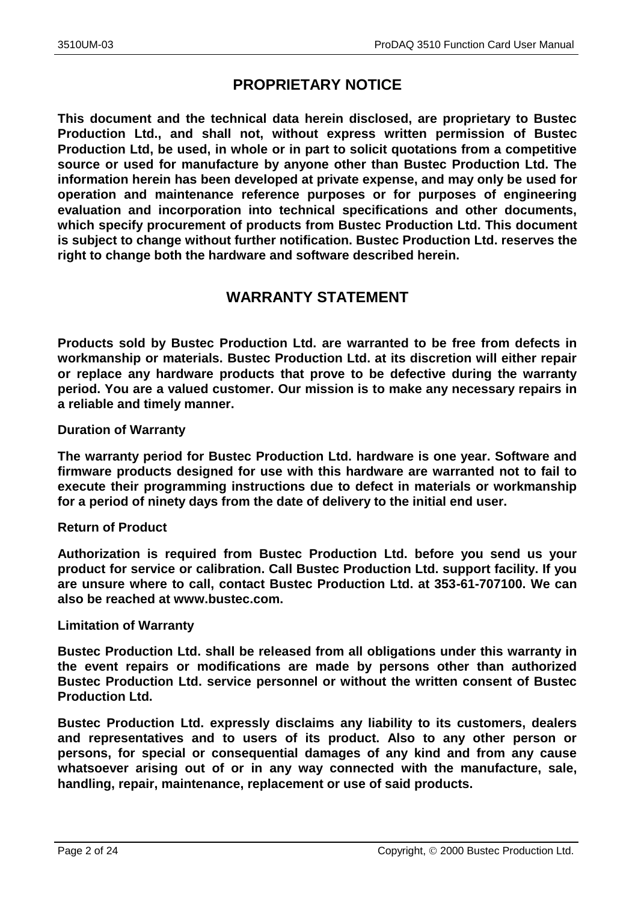# PROPRIETARY NOTICE

**This document and the technical data herein disclosed, are proprietary to Bustec Production Ltd., and shall not, without express written permission of Bustec Production Ltd, be used, in whole or in part to solicit quotations from a competitive source or used for manufacture by anyone other than Bustec Production Ltd. The information herein has been developed at private expense, and may only be used for operation and maintenance reference purposes or for purposes of engineering evaluation and incorporation into technical specifications and other documents, which specify procurement of products from Bustec Production Ltd. This document is subject to change without further notification. Bustec Production Ltd. reserves the right to change both the hardware and software described herein.**

# WARRANTY STATEMENT

**Products sold by Bustec Production Ltd. are warranted to be free from defects in workmanship or materials. Bustec Production Ltd. at its discretion will either repair or replace any hardware products that prove to be defective during the warranty period. You are a valued customer. Our mission is to make any necessary repairs in a reliable and timely manner.**

**Duration of Warranty**

**The warranty period for Bustec Production Ltd. hardware is one year. Software and firmware products designed for use with this hardware are warranted not to fail to execute their programming instructions due to defect in materials or workmanship for a period of ninety days from the date of delivery to the initial end user.**

**Return of Product**

**Authorization is required from Bustec Production Ltd. before you send us your product for service or calibration. Call Bustec Production Ltd. support facility. If you are unsure where to call, contact Bustec Production Ltd. at 353-61-707100. We can also be reached at www.bustec.com.**

**Limitation of Warranty**

**Bustec Production Ltd. shall be released from all obligations under this warranty in the event repairs or modifications are made by persons other than authorized Bustec Production Ltd. service personnel or without the written consent of Bustec Production Ltd.**

**Bustec Production Ltd. expressly disclaims any liability to its customers, dealers and representatives and to users of its product. Also to any other person or persons, for special or consequential damages of any kind and from any cause whatsoever arising out of or in any way connected with the manufacture, sale, handling, repair, maintenance, replacement or use of said products.**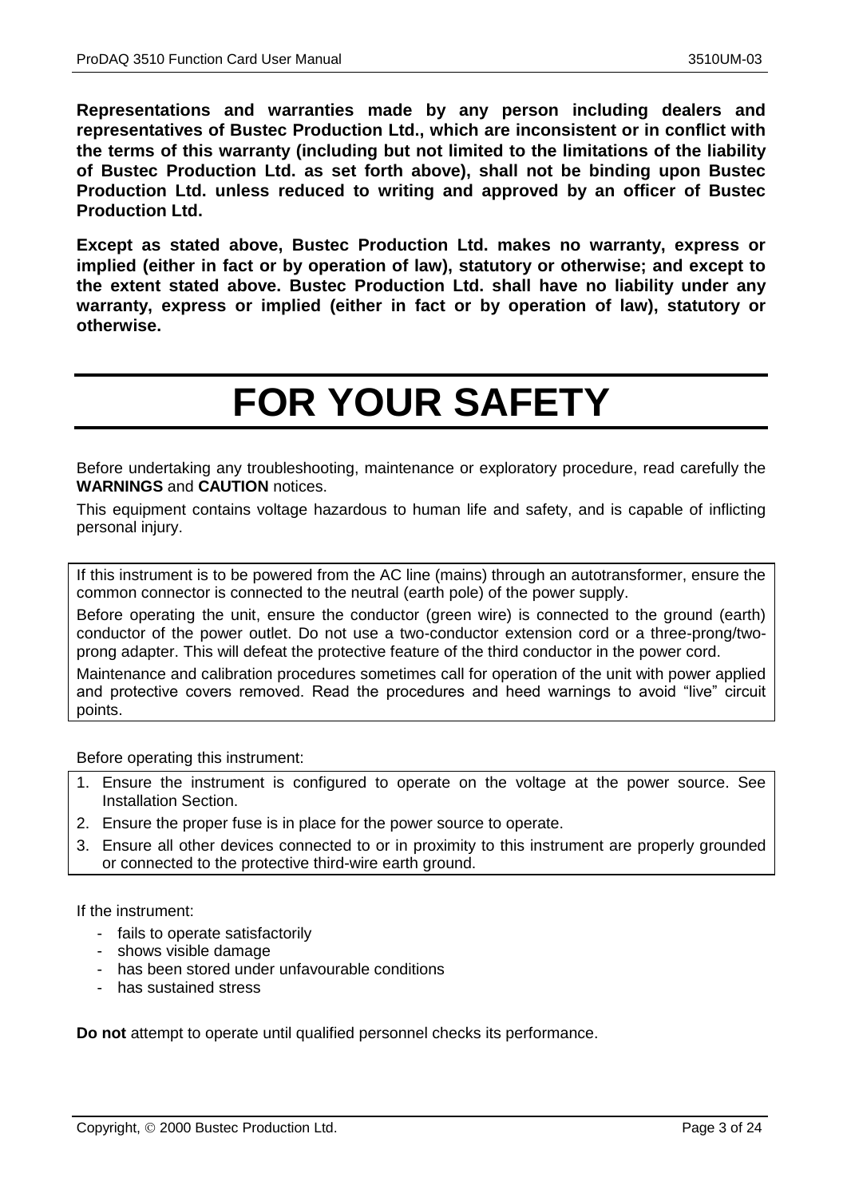**Representations and warranties made by any person including dealers and representatives of Bustec Production Ltd., which are inconsistent or in conflict with the terms of this warranty (including but not limited to the limitations of the liability of Bustec Production Ltd. as set forth above), shall not be binding upon Bustec Production Ltd. unless reduced to writing and approved by an officer of Bustec Production Ltd.**

**Except as stated above, Bustec Production Ltd. makes no warranty, express or implied (either in fact or by operation of law), statutory or otherwise; and except to the extent stated above. Bustec Production Ltd. shall have no liability under any warranty, express or implied (either in fact or by operation of law), statutory or otherwise.**

# FOR YOUR SAFETY

Before undertaking any troubleshooting, maintenance or exploratory procedure, read carefully the **WARNINGS** and **CAUTION** notices.

This equipment contains voltage hazardous to human life and safety, and is capable of inflicting personal injury.

If this instrument is to be powered from the AC line (mains) through an autotransformer, ensure the common connector is connected to the neutral (earth pole) of the power supply.

Before operating the unit, ensure the conductor (green wire) is connected to the ground (earth) conductor of the power outlet. Do not use a two-conductor extension cord or a three-prong/two-prong adapter. This will defeat the protective feature of the third conductor in the power cord.

Maintenance and calibration procedures sometimes call for operation of the unit with power applied and protective covers removed. Read the procedures and heed warnings to avoid "live" circuit points.

Before operating this instrument:

1. Ensure the instrument is configured to operate on the voltage at the power source. See Installation Section.
2. Ensure the proper fuse is in place for the power source to operate.
3. Ensure all other devices connected to or in proximity to this instrument are properly grounded or connected to the protective third-wire earth ground.

If the instrument:

- fails to operate satisfactorily
- shows visible damage
- has been stored under unfavourable conditions
- has sustained stress

**Do not** attempt to operate until qualified personnel checks its performance.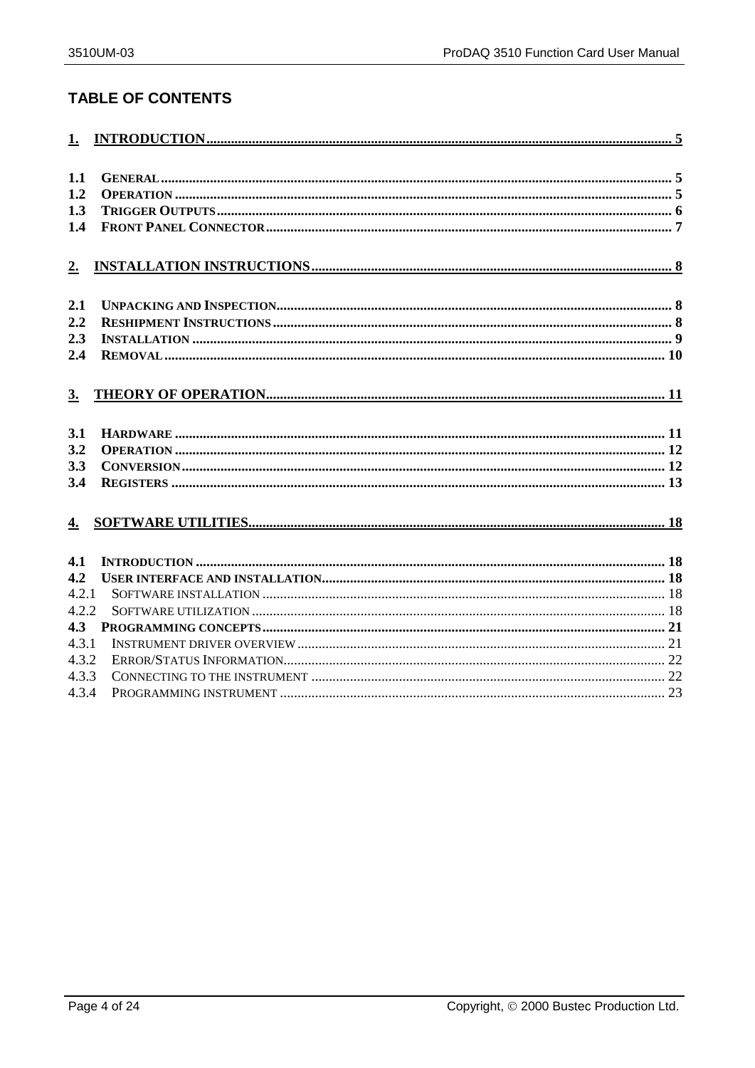# TABLE OF CONTENTS

1. INTRODUCTION .......... 5

1.1 GENERAL .......... 5
1.2 OPERATION .......... 5
1.3 TRIGGER OUTPUTS .......... 6
1.4 FRONT PANEL CONNECTOR .......... 7

2. INSTALLATION INSTRUCTIONS .......... 8

2.1 UNPACKING AND INSPECTION .......... 8
2.2 RESHIPMENT INSTRUCTIONS .......... 8
2.3 INSTALLATION .......... 9
2.4 REMOVAL .......... 10

3. THEORY OF OPERATION .......... 11

3.1 HARDWARE .......... 11
3.2 OPERATION .......... 12
3.3 CONVERSION .......... 12
3.4 REGISTERS .......... 13

4. SOFTWARE UTILITIES .......... 18

4.1 INTRODUCTION .......... 18
4.2 USER INTERFACE AND INSTALLATION .......... 18
4.2.1 SOFTWARE INSTALLATION .......... 18
4.2.2 SOFTWARE UTILIZATION .......... 18
4.3 PROGRAMMING CONCEPTS .......... 21
4.3.1 INSTRUMENT DRIVER OVERVIEW .......... 21
4.3.2 ERROR/STATUS INFORMATION .......... 22
4.3.3 CONNECTING TO THE INSTRUMENT .......... 22
4.3.4 PROGRAMMING INSTRUMENT .......... 23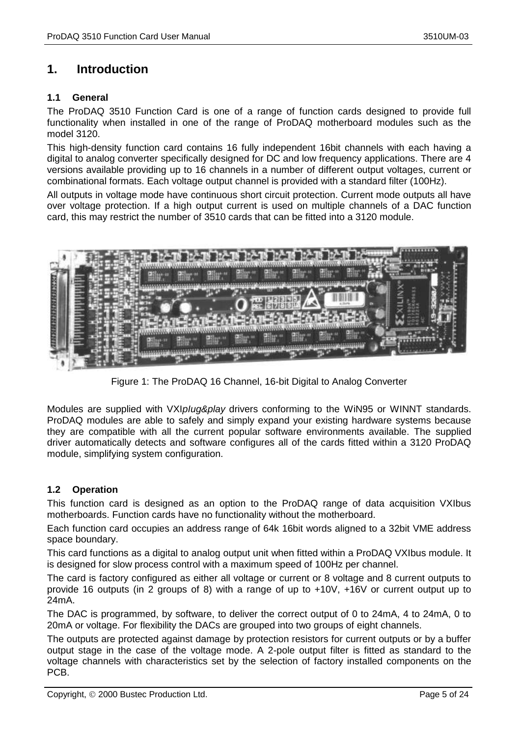# 1. Introduction

## 1.1 General

The ProDAQ 3510 Function Card is one of a range of function cards designed to provide full functionality when installed in one of the range of ProDAQ motherboard modules such as the model 3120.

This high-density function card contains 16 fully independent 16bit channels with each having a digital to analog converter specifically designed for DC and low frequency applications. There are 4 versions available providing up to 16 channels in a number of different output voltages, current or combinational formats. Each voltage output channel is provided with a standard filter (100Hz).

All outputs in voltage mode have continuous short circuit protection. Current mode outputs all have over voltage protection. If a high output current is used on multiple channels of a DAC function card, this may restrict the number of 3510 cards that can be fitted into a 3120 module.

Figure 1: The ProDAQ 16 Channel, 16-bit Digital to Analog Converter

Modules are supplied with VXI*plug&play* drivers conforming to the WiN95 or WINNT standards. ProDAQ modules are able to safely and simply expand your existing hardware systems because they are compatible with all the current popular software environments available. The supplied driver automatically detects and software configures all of the cards fitted within a 3120 ProDAQ module, simplifying system configuration.

## 1.2 Operation

This function card is designed as an option to the ProDAQ range of data acquisition VXIbus motherboards. Function cards have no functionality without the motherboard.

Each function card occupies an address range of 64k 16bit words aligned to a 32bit VME address space boundary.

This card functions as a digital to analog output unit when fitted within a ProDAQ VXIbus module. It is designed for slow process control with a maximum speed of 100Hz per channel.

The card is factory configured as either all voltage or current or 8 voltage and 8 current outputs to provide 16 outputs (in 2 groups of 8) with a range of up to +10V, +16V or current output up to 24mA.

The DAC is programmed, by software, to deliver the correct output of 0 to 24mA, 4 to 24mA, 0 to 20mA or voltage. For flexibility the DACs are grouped into two groups of eight channels.

The outputs are protected against damage by protection resistors for current outputs or by a buffer output stage in the case of the voltage mode. A 2-pole output filter is fitted as standard to the voltage channels with characteristics set by the selection of factory installed components on the PCB.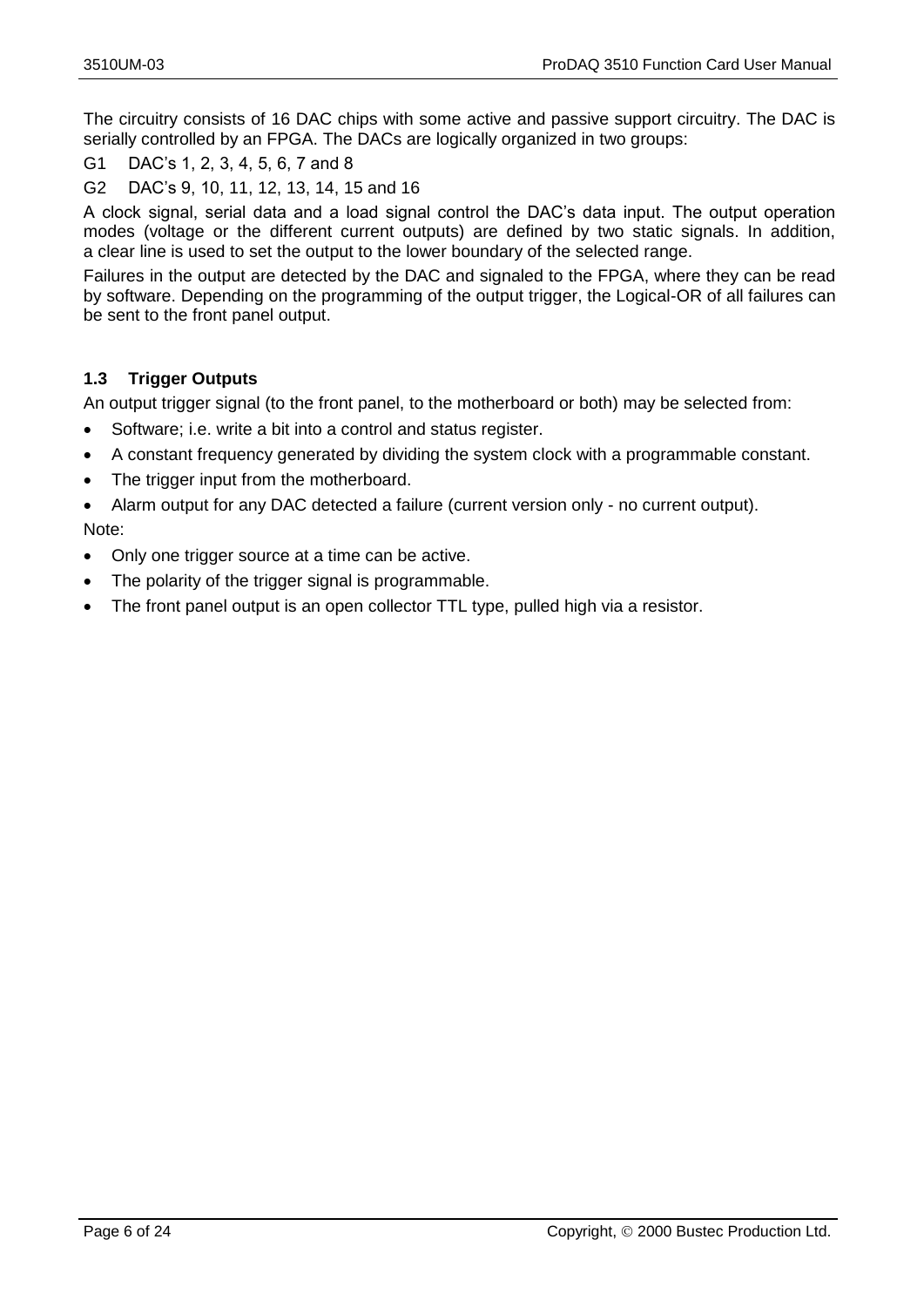The circuitry consists of 16 DAC chips with some active and passive support circuitry. The DAC is serially controlled by an FPGA. The DACs are logically organized in two groups:

G1 DAC’s 1, 2, 3, 4, 5, 6, 7 and 8

G2 DAC’s 9, 10, 11, 12, 13, 14, 15 and 16

A clock signal, serial data and a load signal control the DAC’s data input. The output operation modes (voltage or the different current outputs) are defined by two static signals. In addition, a clear line is used to set the output to the lower boundary of the selected range.

Failures in the output are detected by the DAC and signaled to the FPGA, where they can be read by software. Depending on the programming of the output trigger, the Logical-OR of all failures can be sent to the front panel output.

### 1.3 Trigger Outputs

An output trigger signal (to the front panel, to the motherboard or both) may be selected from:

- Software; i.e. write a bit into a control and status register.
- A constant frequency generated by dividing the system clock with a programmable constant.
- The trigger input from the motherboard.
- Alarm output for any DAC detected a failure (current version only - no current output).

Note:

- Only one trigger source at a time can be active.
- The polarity of the trigger signal is programmable.
- The front panel output is an open collector TTL type, pulled high via a resistor.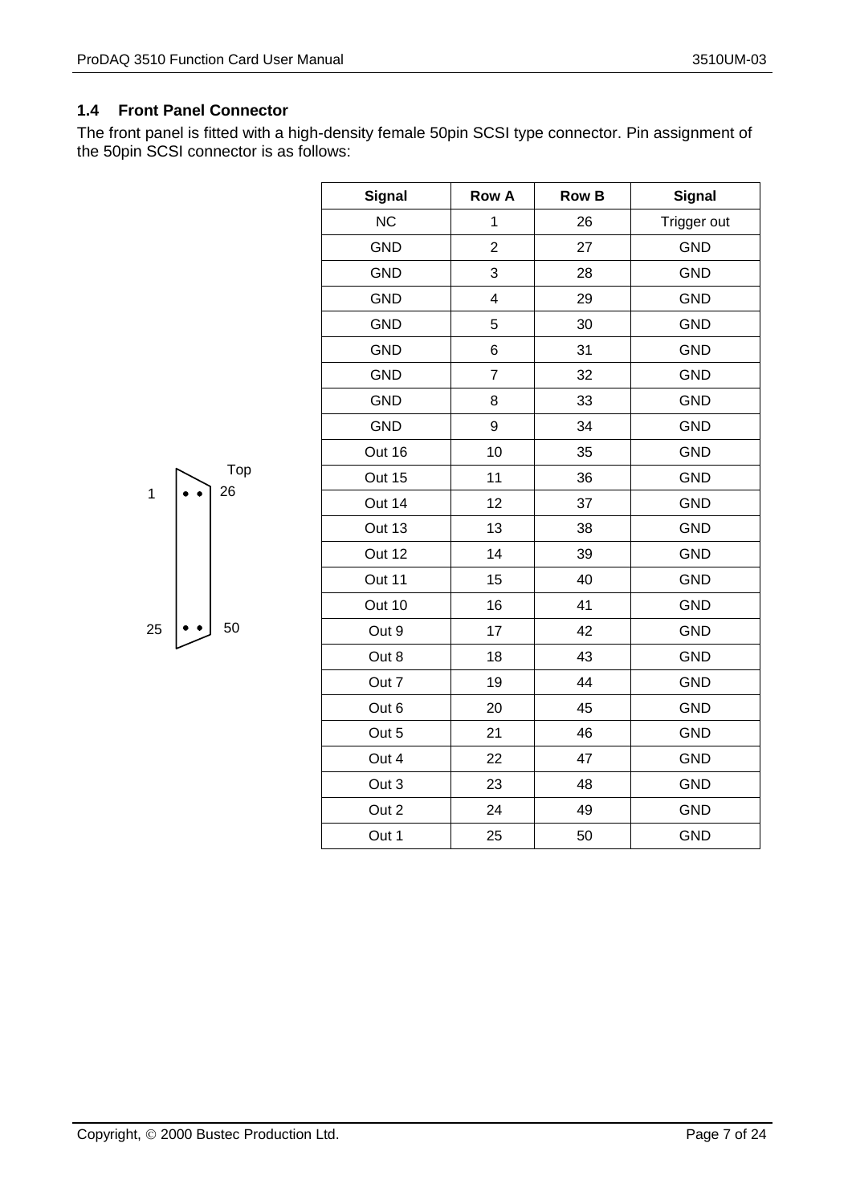### 1.4 Front Panel Connector

The front panel is fitted with a high-density female 50pin SCSI type connector. Pin assignment of the 50pin SCSI connector is as follows:

| Signal | Row A | Row B | Signal |
|---|---|---|---|
| NC | 1 | 26 | Trigger out |
| GND | 2 | 27 | GND |
| GND | 3 | 28 | GND |
| GND | 4 | 29 | GND |
| GND | 5 | 30 | GND |
| GND | 6 | 31 | GND |
| GND | 7 | 32 | GND |
| GND | 8 | 33 | GND |
| GND | 9 | 34 | GND |
| Out 16 | 10 | 35 | GND |
| Out 15 | 11 | 36 | GND |
| Out 14 | 12 | 37 | GND |
| Out 13 | 13 | 38 | GND |
| Out 12 | 14 | 39 | GND |
| Out 11 | 15 | 40 | GND |
| Out 10 | 16 | 41 | GND |
| Out 9 | 17 | 42 | GND |
| Out 8 | 18 | 43 | GND |
| Out 7 | 19 | 44 | GND |
| Out 6 | 20 | 45 | GND |
| Out 5 | 21 | 46 | GND |
| Out 4 | 22 | 47 | GND |
| Out 3 | 23 | 48 | GND |
| Out 2 | 24 | 49 | GND |
| Out 1 | 25 | 50 | GND |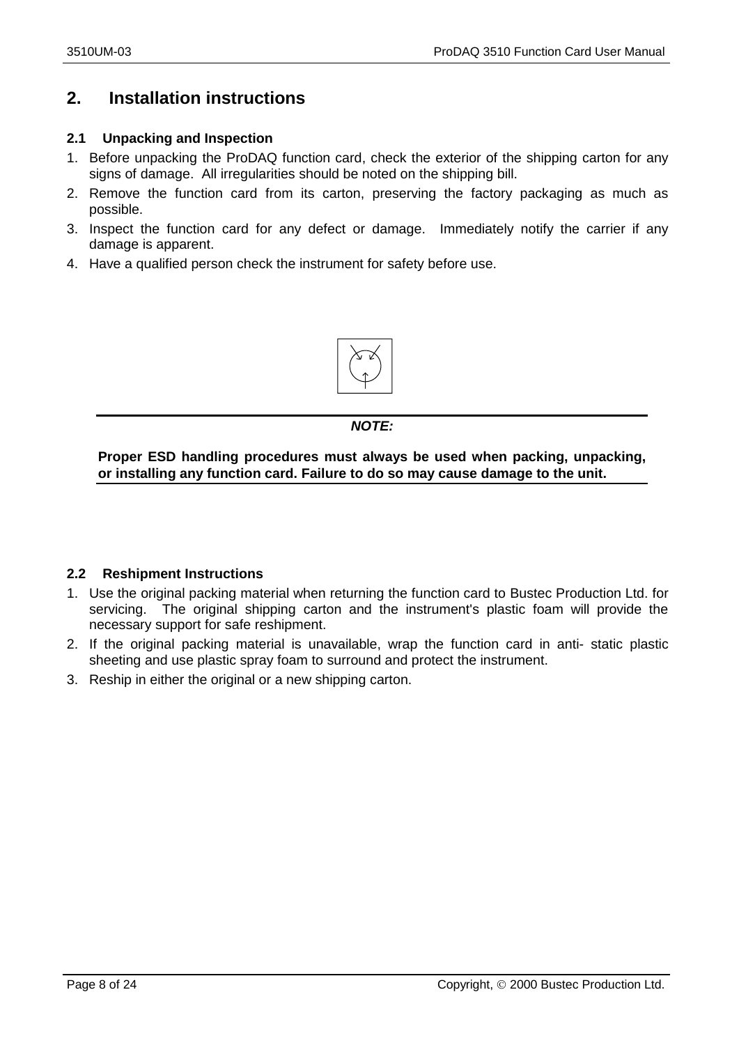## 2. Installation instructions

### 2.1 Unpacking and Inspection

1. Before unpacking the ProDAQ function card, check the exterior of the shipping carton for any signs of damage. All irregularities should be noted on the shipping bill.
2. Remove the function card from its carton, preserving the factory packaging as much as possible.
3. Inspect the function card for any defect or damage. Immediately notify the carrier if any damage is apparent.
4. Have a qualified person check the instrument for safety before use.

***NOTE:***

**Proper ESD handling procedures must always be used when packing, unpacking, or installing any function card. Failure to do so may cause damage to the unit.**

### 2.2 Reshipment Instructions

1. Use the original packing material when returning the function card to Bustec Production Ltd. for servicing. The original shipping carton and the instrument's plastic foam will provide the necessary support for safe reshipment.
2. If the original packing material is unavailable, wrap the function card in anti- static plastic sheeting and use plastic spray foam to surround and protect the instrument.
3. Reship in either the original or a new shipping carton.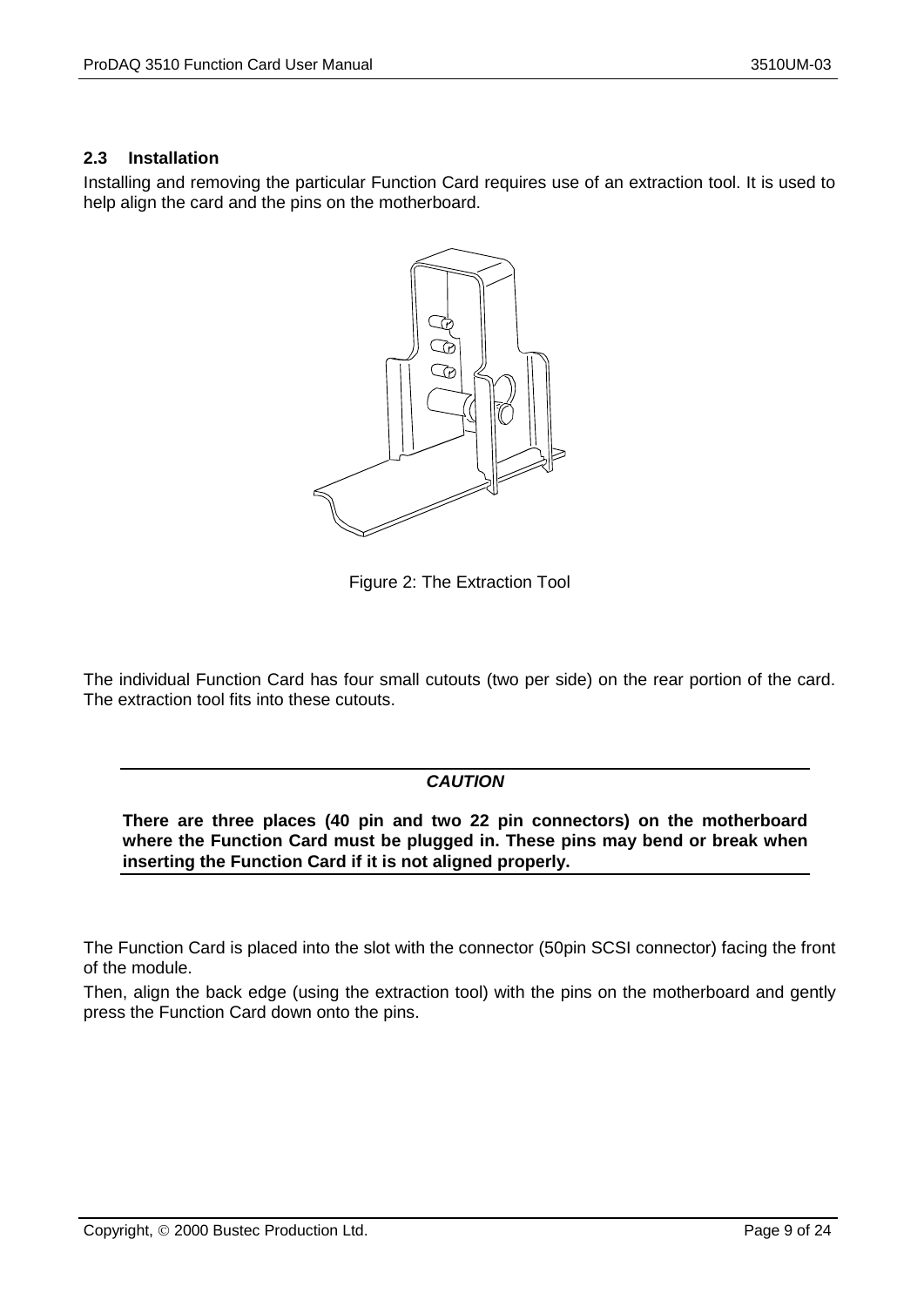### 2.3 Installation

Installing and removing the particular Function Card requires use of an extraction tool. It is used to help align the card and the pins on the motherboard.

Figure 2: The Extraction Tool

The individual Function Card has four small cutouts (two per side) on the rear portion of the card. The extraction tool fits into these cutouts.

---

***CAUTION***

**There are three places (40 pin and two 22 pin connectors) on the motherboard where the Function Card must be plugged in. These pins may bend or break when inserting the Function Card if it is not aligned properly.**

---

The Function Card is placed into the slot with the connector (50pin SCSI connector) facing the front of the module.

Then, align the back edge (using the extraction tool) with the pins on the motherboard and gently press the Function Card down onto the pins.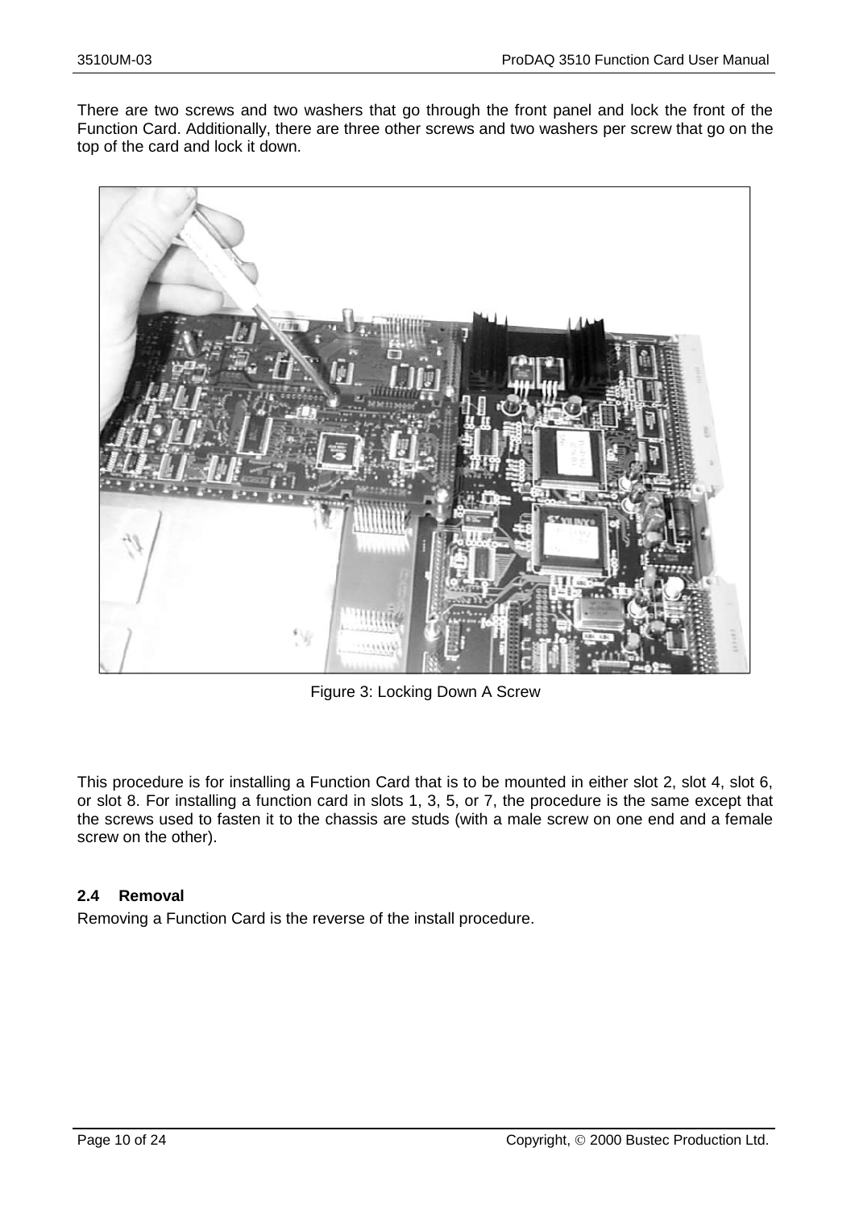There are two screws and two washers that go through the front panel and lock the front of the Function Card. Additionally, there are three other screws and two washers per screw that go on the top of the card and lock it down.

Figure 3: Locking Down A Screw

This procedure is for installing a Function Card that is to be mounted in either slot 2, slot 4, slot 6, or slot 8. For installing a function card in slots 1, 3, 5, or 7, the procedure is the same except that the screws used to fasten it to the chassis are studs (with a male screw on one end and a female screw on the other).

## 2.4 Removal

Removing a Function Card is the reverse of the install procedure.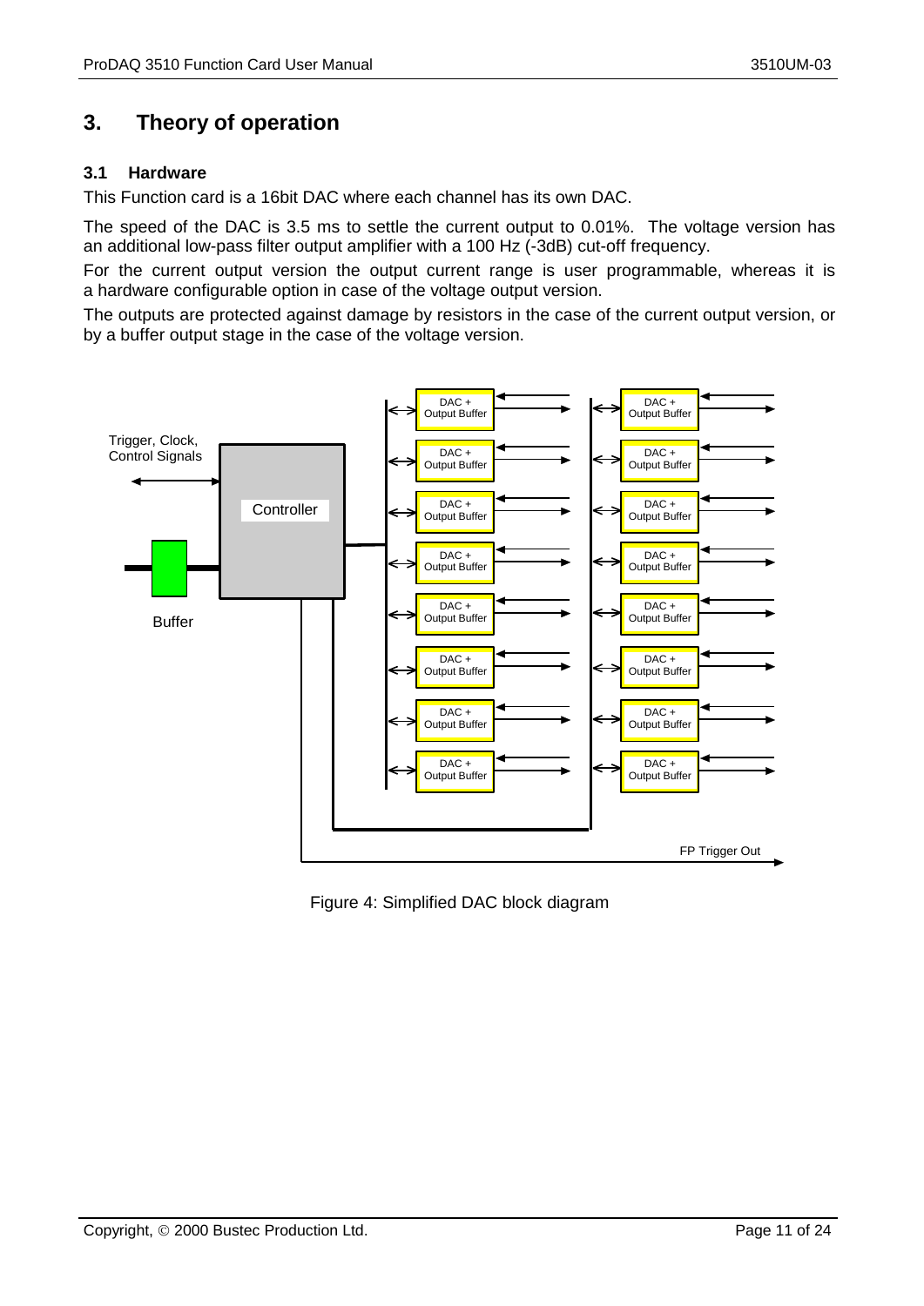# 3. Theory of operation

## 3.1 Hardware

This Function card is a 16bit DAC where each channel has its own DAC.

The speed of the DAC is 3.5 ms to settle the current output to 0.01%. The voltage version has an additional low-pass filter output amplifier with a 100 Hz (-3dB) cut-off frequency.

For the current output version the output current range is user programmable, whereas it is a hardware configurable option in case of the voltage output version.

The outputs are protected against damage by resistors in the case of the current output version, or by a buffer output stage in the case of the voltage version.

Figure 4: Simplified DAC block diagram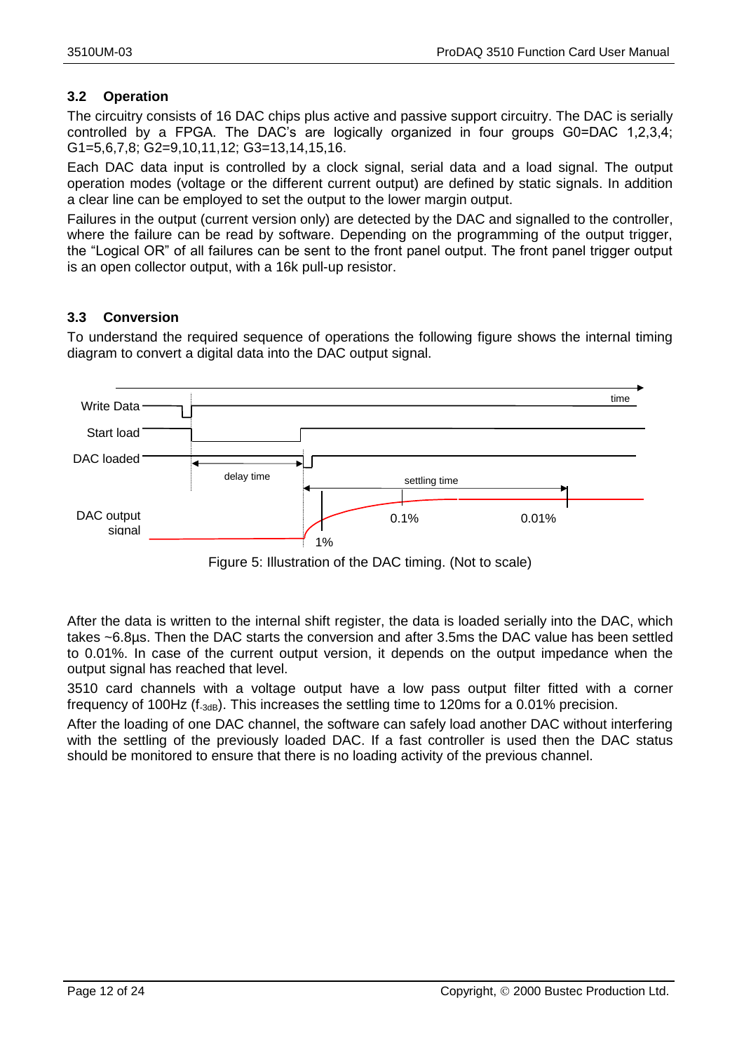## 3.2 Operation

The circuitry consists of 16 DAC chips plus active and passive support circuitry. The DAC is serially controlled by a FPGA. The DAC's are logically organized in four groups G0=DAC 1,2,3,4; G1=5,6,7,8; G2=9,10,11,12; G3=13,14,15,16.

Each DAC data input is controlled by a clock signal, serial data and a load signal. The output operation modes (voltage or the different current output) are defined by static signals. In addition a clear line can be employed to set the output to the lower margin output.

Failures in the output (current version only) are detected by the DAC and signalled to the controller, where the failure can be read by software. Depending on the programming of the output trigger, the "Logical OR" of all failures can be sent to the front panel output. The front panel trigger output is an open collector output, with a 16k pull-up resistor.

## 3.3 Conversion

To understand the required sequence of operations the following figure shows the internal timing diagram to convert a digital data into the DAC output signal.

Figure 5: Illustration of the DAC timing. (Not to scale)

After the data is written to the internal shift register, the data is loaded serially into the DAC, which takes ~6.8µs. Then the DAC starts the conversion and after 3.5ms the DAC value has been settled to 0.01%. In case of the current output version, it depends on the output impedance when the output signal has reached that level.

3510 card channels with a voltage output have a low pass output filter fitted with a corner frequency of 100Hz ($f_{-3dB}$). This increases the settling time to 120ms for a 0.01% precision.

After the loading of one DAC channel, the software can safely load another DAC without interfering with the settling of the previously loaded DAC. If a fast controller is used then the DAC status should be monitored to ensure that there is no loading activity of the previous channel.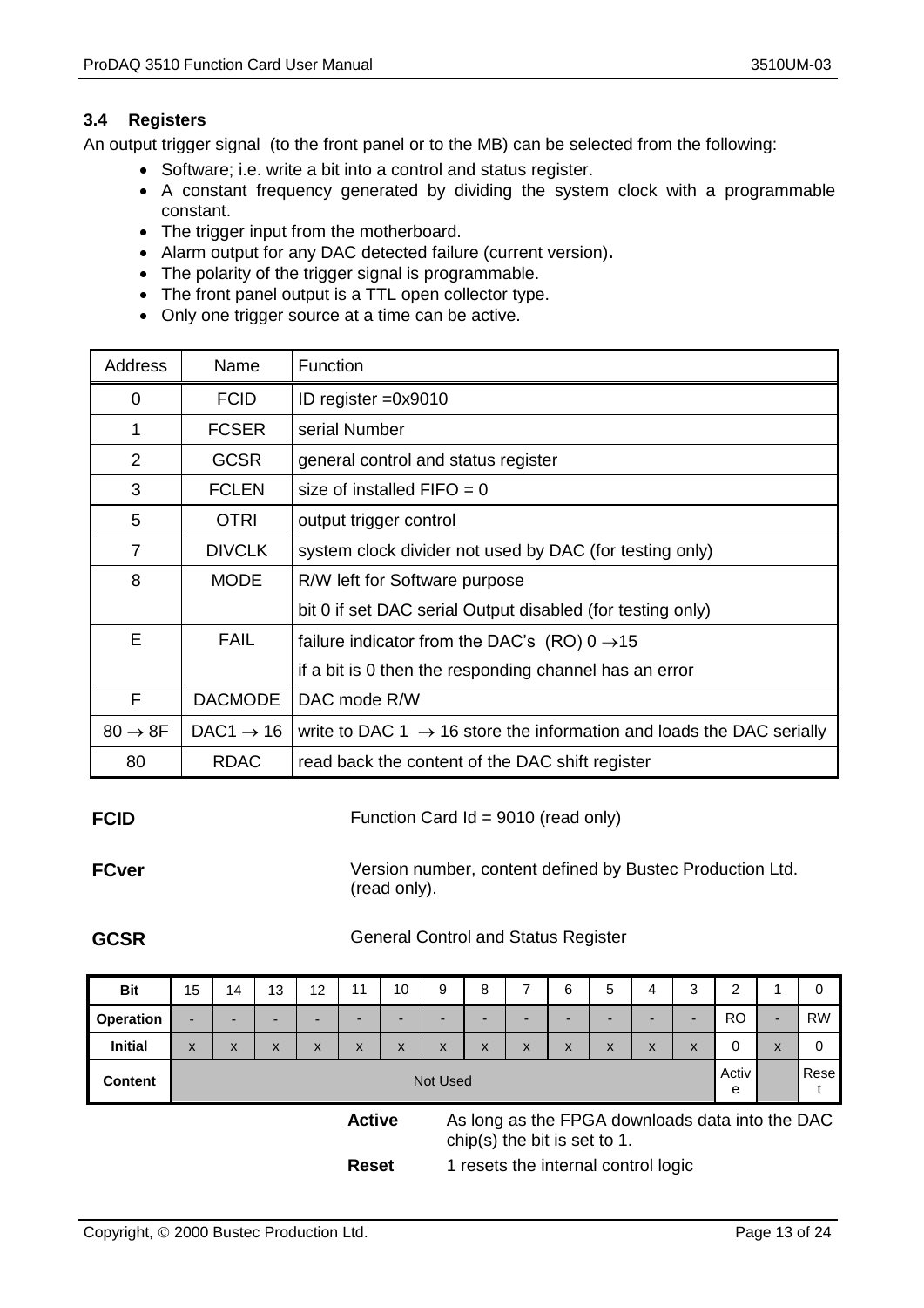## 3.4 Registers

An output trigger signal (to the front panel or to the MB) can be selected from the following:

- Software; i.e. write a bit into a control and status register.
- A constant frequency generated by dividing the system clock with a programmable constant.
- The trigger input from the motherboard.
- Alarm output for any DAC detected failure (current version).
- The polarity of the trigger signal is programmable.
- The front panel output is a TTL open collector type.
- Only one trigger source at a time can be active.

| Address | Name | Function |
|---|---|---|
| 0 | FCID | ID register =0x9010 |
| 1 | FCSER | serial Number |
| 2 | GCSR | general control and status register |
| 3 | FCLEN | size of installed FIFO = 0 |
| 5 | OTRI | output trigger control |
| 7 | DIVCLK | system clock divider not used by DAC (for testing only) |
| 8 | MODE | R/W left for Software purpose<br>bit 0 if set DAC serial Output disabled (for testing only) |
| E | FAIL | failure indicator from the DAC's (RO) 0 → 15<br>if a bit is 0 then the responding channel has an error |
| F | DACMODE | DAC mode R/W |
| 80 → 8F | DAC1 → 16 | write to DAC 1 → 16 store the information and loads the DAC serially |
| 80 | RDAC | read back the content of the DAC shift register |

**FCID** Function Card Id = 9010 (read only)

**FCver** Version number, content defined by Bustec Production Ltd. (read only).

**GCSR** General Control and Status Register

| Bit | 15 | 14 | 13 | 12 | 11 | 10 | 9 | 8 | 7 | 6 | 5 | 4 | 3 | 2 | 1 | 0 |
|---|---|---|---|---|---|---|---|---|---|---|---|---|---|---|---|---|
| Operation | - | - | - | - | - | - | - | - | - | - | - | - | - | RO | - | RW |
| Initial | x | x | x | x | x | x | x | x | x | x | x | x | x | 0 | x | 0 |
| Content | Not Used | | | | | | | | | | | | | Active | | Reset |

**Active** As long as the FPGA downloads data into the DAC chip(s) the bit is set to 1.

**Reset** 1 resets the internal control logic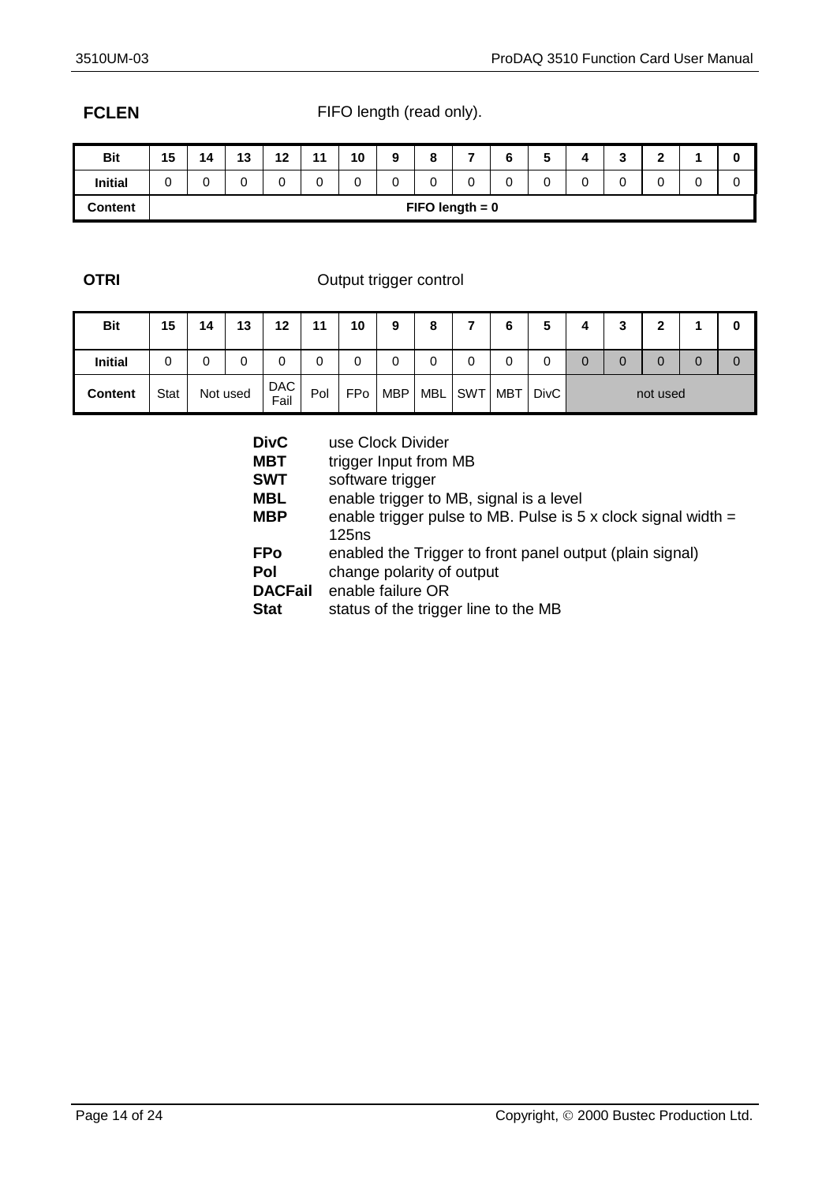**FCLEN** FIFO length (read only).

| Bit | 15 | 14 | 13 | 12 | 11 | 10 | 9 | 8 | 7 | 6 | 5 | 4 | 3 | 2 | 1 | 0 |
|---|---|---|---|---|---|---|---|---|---|---|---|---|---|---|---|---|
| Initial | 0 | 0 | 0 | 0 | 0 | 0 | 0 | 0 | 0 | 0 | 0 | 0 | 0 | 0 | 0 | 0 |
| Content | **FIFO length = 0** | | | | | | | | | | | | | | | |

**OTRI** Output trigger control

| Bit | 15 | 14 | 13 | 12 | 11 | 10 | 9 | 8 | 7 | 6 | 5 | 4 | 3 | 2 | 1 | 0 |
|---|---|---|---|---|---|---|---|---|---|---|---|---|---|---|---|---|
| Initial | 0 | 0 | 0 | 0 | 0 | 0 | 0 | 0 | 0 | 0 | 0 | 0 | 0 | 0 | 0 | 0 |
| Content | Stat | Not used | | DAC Fail | Pol | FPo | MBP | MBL | SWT | MBT | DivC | not used | | | | |

**DivC** use Clock Divider
**MBT** trigger Input from MB
**SWT** software trigger
**MBL** enable trigger to MB, signal is a level
**MBP** enable trigger pulse to MB. Pulse is 5 x clock signal width = 125ns
**FPo** enabled the Trigger to front panel output (plain signal)
**Pol** change polarity of output
**DACFail** enable failure OR
**Stat** status of the trigger line to the MB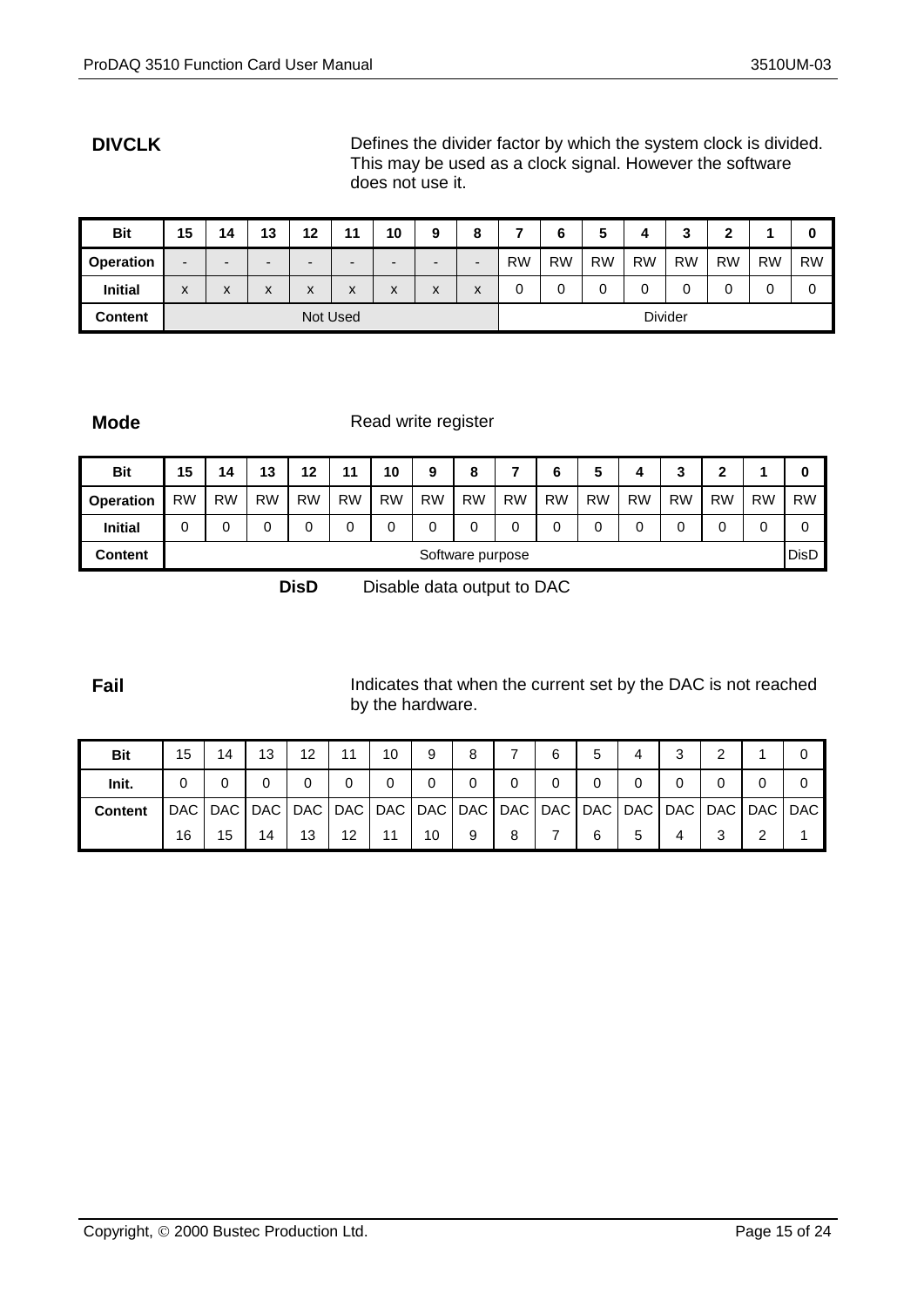**DIVCLK**

Defines the divider factor by which the system clock is divided. This may be used as a clock signal. However the software does not use it.

| Bit | 15 | 14 | 13 | 12 | 11 | 10 | 9 | 8 | 7 | 6 | 5 | 4 | 3 | 2 | 1 | 0 |
|---|---|---|---|---|---|---|---|---|---|---|---|---|---|---|---|---|
| Operation | - | - | - | - | - | - | - | - | RW | RW | RW | RW | RW | RW | RW | RW |
| Initial | x | x | x | x | x | x | x | x | 0 | 0 | 0 | 0 | 0 | 0 | 0 | 0 |
| Content | Not Used | | | | | | | | Divider | | | | | | | |

**Mode**

Read write register

| Bit | 15 | 14 | 13 | 12 | 11 | 10 | 9 | 8 | 7 | 6 | 5 | 4 | 3 | 2 | 1 | 0 |
|---|---|---|---|---|---|---|---|---|---|---|---|---|---|---|---|---|
| Operation | RW | RW | RW | RW | RW | RW | RW | RW | RW | RW | RW | RW | RW | RW | RW | RW |
| Initial | 0 | 0 | 0 | 0 | 0 | 0 | 0 | 0 | 0 | 0 | 0 | 0 | 0 | 0 | 0 | 0 |
| Content | Software purpose | | | | | | | | | | | | | | | DisD |

**DisD** Disable data output to DAC

**Fail**

Indicates that when the current set by the DAC is not reached by the hardware.

| Bit | 15 | 14 | 13 | 12 | 11 | 10 | 9 | 8 | 7 | 6 | 5 | 4 | 3 | 2 | 1 | 0 |
|---|---|---|---|---|---|---|---|---|---|---|---|---|---|---|---|---|
| Init. | 0 | 0 | 0 | 0 | 0 | 0 | 0 | 0 | 0 | 0 | 0 | 0 | 0 | 0 | 0 | 0 |
| Content | DAC 16 | DAC 15 | DAC 14 | DAC 13 | DAC 12 | DAC 11 | DAC 10 | DAC 9 | DAC 8 | DAC 7 | DAC 6 | DAC 5 | DAC 4 | DAC 3 | DAC 2 | DAC 1 |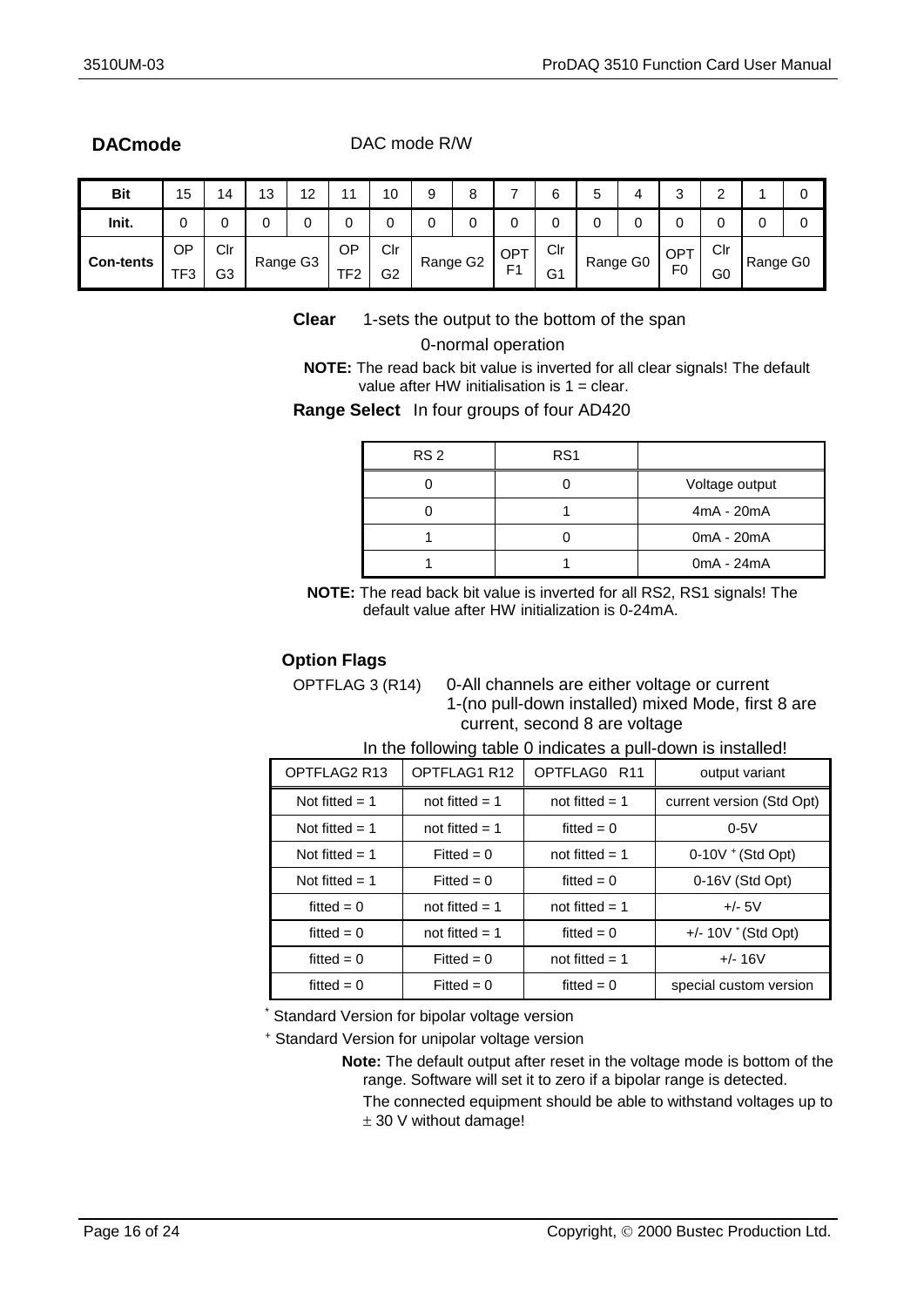**DACmode** DAC mode R/W

| Bit | 15 | 14 | 13 | 12 | 11 | 10 | 9 | 8 | 7 | 6 | 5 | 4 | 3 | 2 | 1 | 0 |
|---|---|---|---|---|---|---|---|---|---|---|---|---|---|---|---|---|
| Init. | 0 | 0 | 0 | 0 | 0 | 0 | 0 | 0 | 0 | 0 | 0 | 0 | 0 | 0 | 0 | 0 |
| Con-tents | OPTF3 | Clr G3 | Range G3 | | OPTF2 | Clr G2 | Range G2 | | OPT F1 | Clr G1 | Range G0 | | OPT F0 | Clr G0 | Range G0 | |

**Clear** 1-sets the output to the bottom of the span

0-normal operation

**NOTE:** The read back bit value is inverted for all clear signals! The default value after HW initialisation is 1 = clear.

**Range Select** In four groups of four AD420

| RS 2 | RS1 | |
|---|---|---|
| 0 | 0 | Voltage output |
| 0 | 1 | 4mA - 20mA |
| 1 | 0 | 0mA - 20mA |
| 1 | 1 | 0mA - 24mA |

**NOTE:** The read back bit value is inverted for all RS2, RS1 signals! The default value after HW initialization is 0-24mA.

**Option Flags**

OPTFLAG 3 (R14) 0-All channels are either voltage or current
1-(no pull-down installed) mixed Mode, first 8 are current, second 8 are voltage

In the following table 0 indicates a pull-down is installed!

| OPTFLAG2 R13 | OPTFLAG1 R12 | OPTFLAG0 R11 | output variant |
|---|---|---|---|
| Not fitted = 1 | not fitted = 1 | not fitted = 1 | current version (Std Opt) |
| Not fitted = 1 | not fitted = 1 | fitted = 0 | 0-5V |
| Not fitted = 1 | Fitted = 0 | not fitted = 1 | 0-10V + (Std Opt) |
| Not fitted = 1 | Fitted = 0 | fitted = 0 | 0-16V (Std Opt) |
| fitted = 0 | not fitted = 1 | not fitted = 1 | +/- 5V |
| fitted = 0 | not fitted = 1 | fitted = 0 | +/- 10V * (Std Opt) |
| fitted = 0 | Fitted = 0 | not fitted = 1 | +/- 16V |
| fitted = 0 | Fitted = 0 | fitted = 0 | special custom version |

* Standard Version for bipolar voltage version

+ Standard Version for unipolar voltage version

**Note:** The default output after reset in the voltage mode is bottom of the range. Software will set it to zero if a bipolar range is detected.
The connected equipment should be able to withstand voltages up to ± 30 V without damage!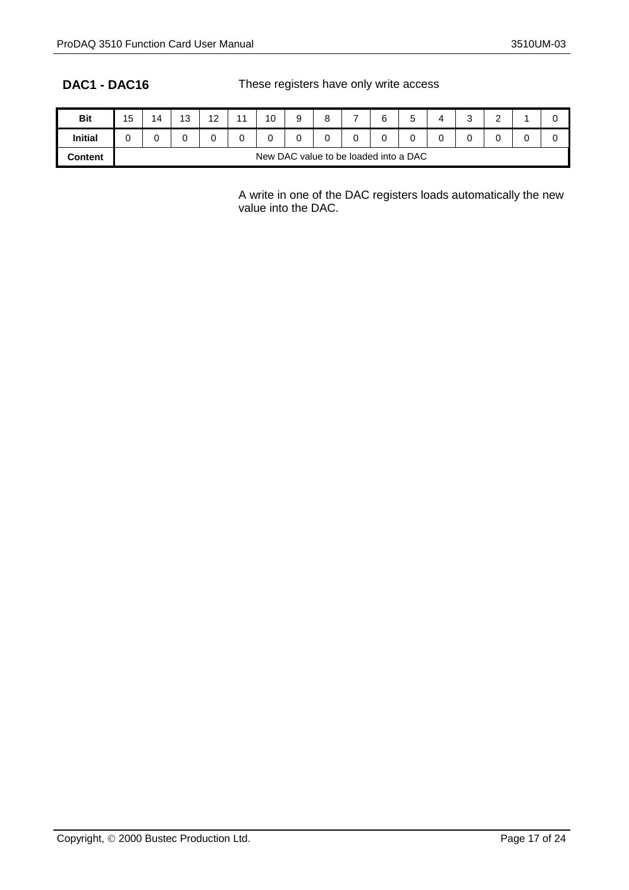**DAC1 - DAC16** These registers have only write access

| Bit | 15 | 14 | 13 | 12 | 11 | 10 | 9 | 8 | 7 | 6 | 5 | 4 | 3 | 2 | 1 | 0 |
|---|---|---|---|---|---|---|---|---|---|---|---|---|---|---|---|---|
| **Initial** | 0 | 0 | 0 | 0 | 0 | 0 | 0 | 0 | 0 | 0 | 0 | 0 | 0 | 0 | 0 | 0 |
| **Content** | New DAC value to be loaded into a DAC | | | | | | | | | | | | | | | |

A write in one of the DAC registers loads automatically the new value into the DAC.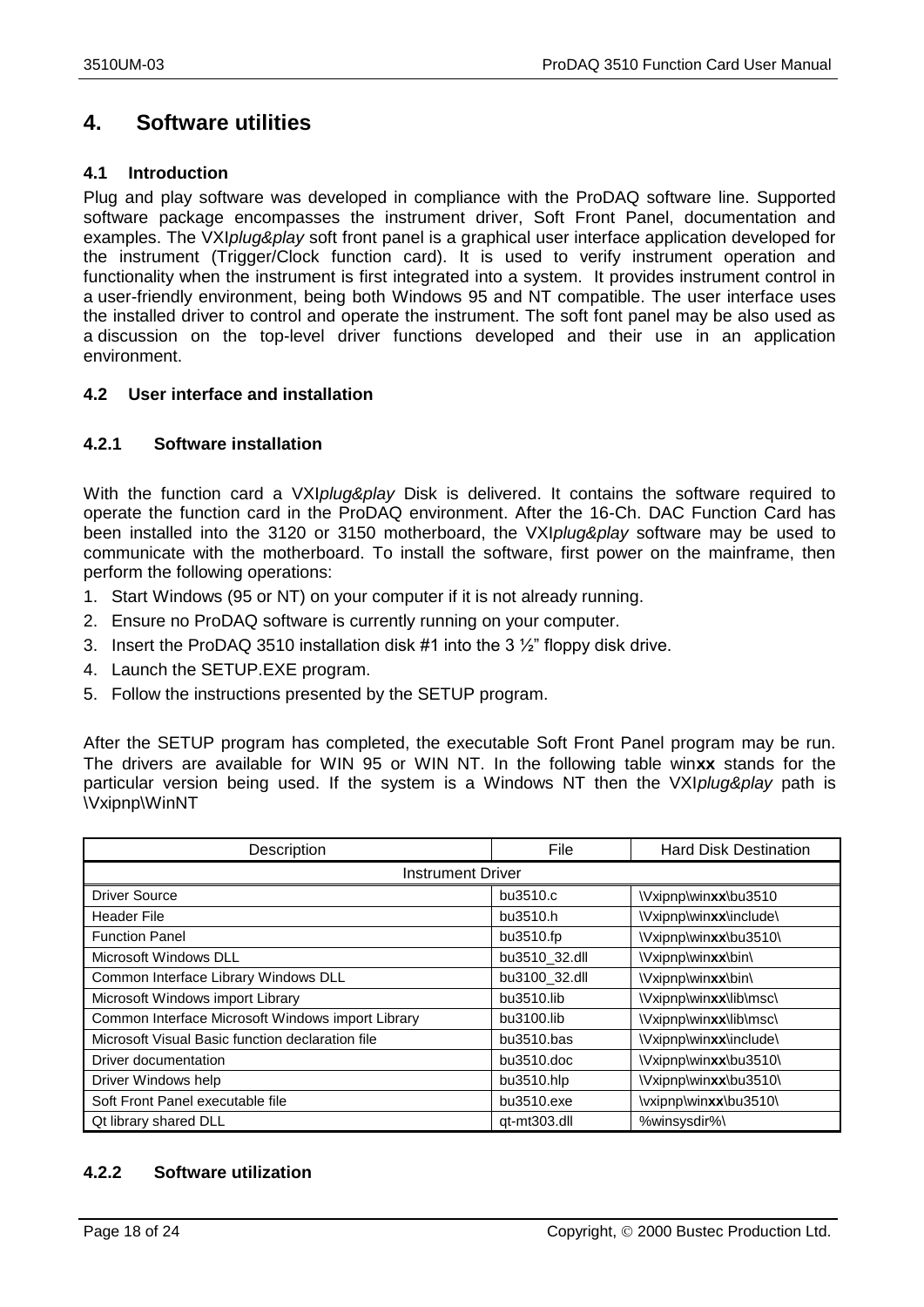# 4. Software utilities

### 4.1 Introduction

Plug and play software was developed in compliance with the ProDAQ software line. Supported software package encompasses the instrument driver, Soft Front Panel, documentation and examples. The VXI*plug&play* soft front panel is a graphical user interface application developed for the instrument (Trigger/Clock function card). It is used to verify instrument operation and functionality when the instrument is first integrated into a system. It provides instrument control in a user-friendly environment, being both Windows 95 and NT compatible. The user interface uses the installed driver to control and operate the instrument. The soft font panel may be also used as a discussion on the top-level driver functions developed and their use in an application environment.

### 4.2 User interface and installation

#### 4.2.1 Software installation

With the function card a VXI*plug&play* Disk is delivered. It contains the software required to operate the function card in the ProDAQ environment. After the 16-Ch. DAC Function Card has been installed into the 3120 or 3150 motherboard, the VXI*plug&play* software may be used to communicate with the motherboard. To install the software, first power on the mainframe, then perform the following operations:

1. Start Windows (95 or NT) on your computer if it is not already running.
2. Ensure no ProDAQ software is currently running on your computer.
3. Insert the ProDAQ 3510 installation disk #1 into the 3 ½" floppy disk drive.
4. Launch the SETUP.EXE program.
5. Follow the instructions presented by the SETUP program.

After the SETUP program has completed, the executable Soft Front Panel program may be run. The drivers are available for WIN 95 or WIN NT. In the following table win**xx** stands for the particular version being used. If the system is a Windows NT then the VXI*plug&play* path is \Vxipnp\WinNT

| Description | File | Hard Disk Destination |
|---|---|---|
| Instrument Driver | | |
| Driver Source | bu3510.c | \Vxipnp\win**xx**\bu3510 |
| Header File | bu3510.h | \Vxipnp\win**xx**\include\ |
| Function Panel | bu3510.fp | \Vxipnp\win**xx**\bu3510\ |
| Microsoft Windows DLL | bu3510_32.dll | \Vxipnp\win**xx**\bin\ |
| Common Interface Library Windows DLL | bu3100_32.dll | \Vxipnp\win**xx**\bin\ |
| Microsoft Windows import Library | bu3510.lib | \Vxipnp\win**xx**\lib\msc\ |
| Common Interface Microsoft Windows import Library | bu3100.lib | \Vxipnp\win**xx**\lib\msc\ |
| Microsoft Visual Basic function declaration file | bu3510.bas | \Vxipnp\win**xx**\include\ |
| Driver documentation | bu3510.doc | \Vxipnp\win**xx**\bu3510\ |
| Driver Windows help | bu3510.hlp | \Vxipnp\win**xx**\bu3510\ |
| Soft Front Panel executable file | bu3510.exe | \vxipnp\win**xx**\bu3510\ |
| Qt library shared DLL | qt-mt303.dll | %winsysdir%\ |

#### 4.2.2 Software utilization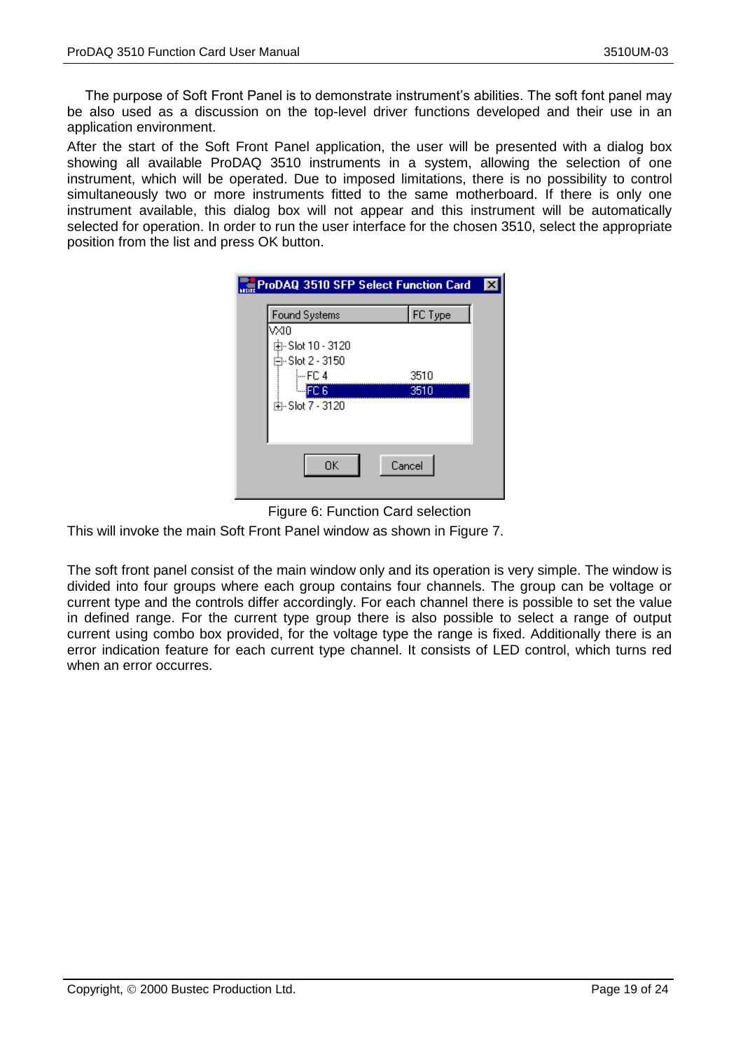The purpose of Soft Front Panel is to demonstrate instrument's abilities. The soft font panel may be also used as a discussion on the top-level driver functions developed and their use in an application environment.

After the start of the Soft Front Panel application, the user will be presented with a dialog box showing all available ProDAQ 3510 instruments in a system, allowing the selection of one instrument, which will be operated. Due to imposed limitations, there is no possibility to control simultaneously two or more instruments fitted to the same motherboard. If there is only one instrument available, this dialog box will not appear and this instrument will be automatically selected for operation. In order to run the user interface for the chosen 3510, select the appropriate position from the list and press OK button.

Figure 6: Function Card selection

This will invoke the main Soft Front Panel window as shown in Figure 7.

The soft front panel consist of the main window only and its operation is very simple. The window is divided into four groups where each group contains four channels. The group can be voltage or current type and the controls differ accordingly. For each channel there is possible to set the value in defined range. For the current type group there is also possible to select a range of output current using combo box provided, for the voltage type the range is fixed. Additionally there is an error indication feature for each current type channel. It consists of LED control, which turns red when an error occurres.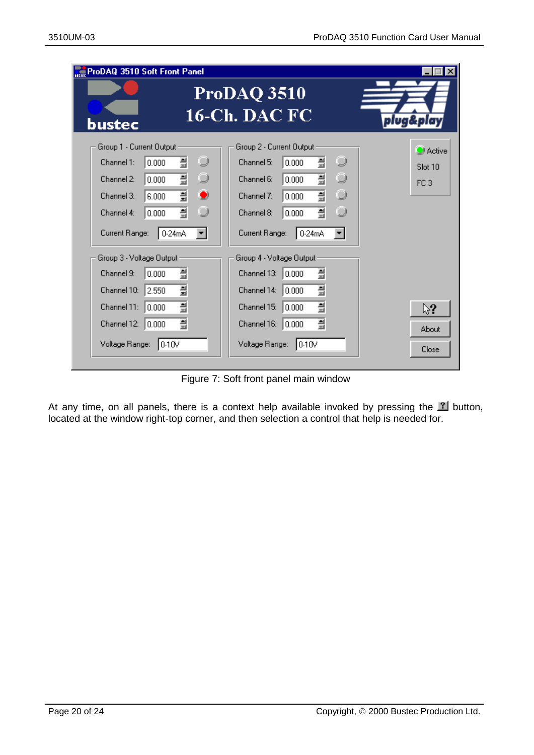Figure 7: Soft front panel main window

At any time, on all panels, there is a context help available invoked by pressing the ? button, located at the window right-top corner, and then selection a control that help is needed for.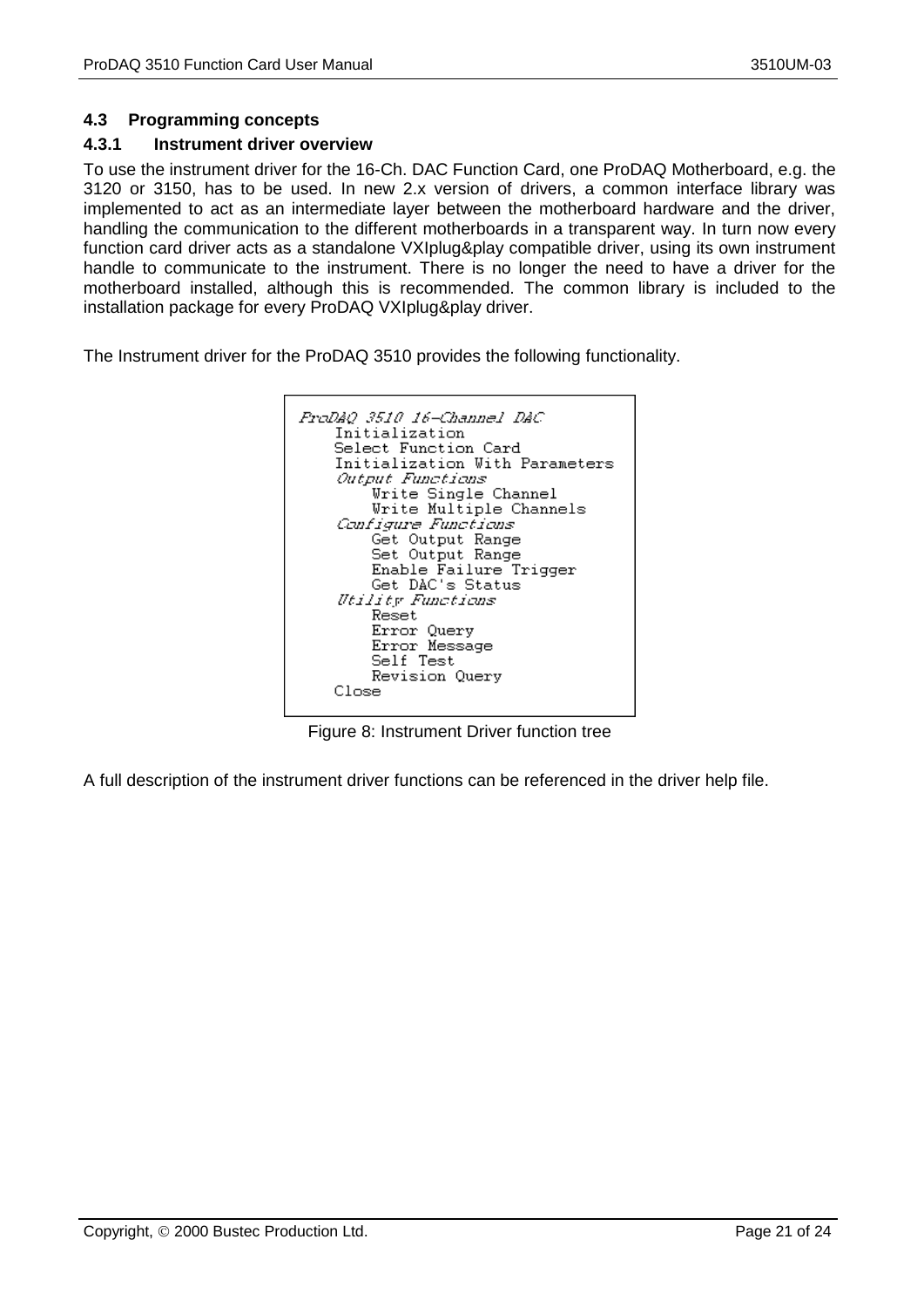### 4.3 Programming concepts

#### 4.3.1 Instrument driver overview

To use the instrument driver for the 16-Ch. DAC Function Card, one ProDAQ Motherboard, e.g. the 3120 or 3150, has to be used. In new 2.x version of drivers, a common interface library was implemented to act as an intermediate layer between the motherboard hardware and the driver, handling the communication to the different motherboards in a transparent way. In turn now every function card driver acts as a standalone VXIplug&play compatible driver, using its own instrument handle to communicate to the instrument. There is no longer the need to have a driver for the motherboard installed, although this is recommended. The common library is included to the installation package for every ProDAQ VXIplug&play driver.

The Instrument driver for the ProDAQ 3510 provides the following functionality.

```
ProDAQ 3510 16-Channel DAC
    Initialization
    Select Function Card
    Initialization With Parameters
    Output Functions
        Write Single Channel
        Write Multiple Channels
    Configure Functions
        Get Output Range
        Set Output Range
        Enable Failure Trigger
        Get DAC's Status
    Utility Functions
        Reset
        Error Query
        Error Message
        Self Test
        Revision Query
    Close
```

Figure 8: Instrument Driver function tree

A full description of the instrument driver functions can be referenced in the driver help file.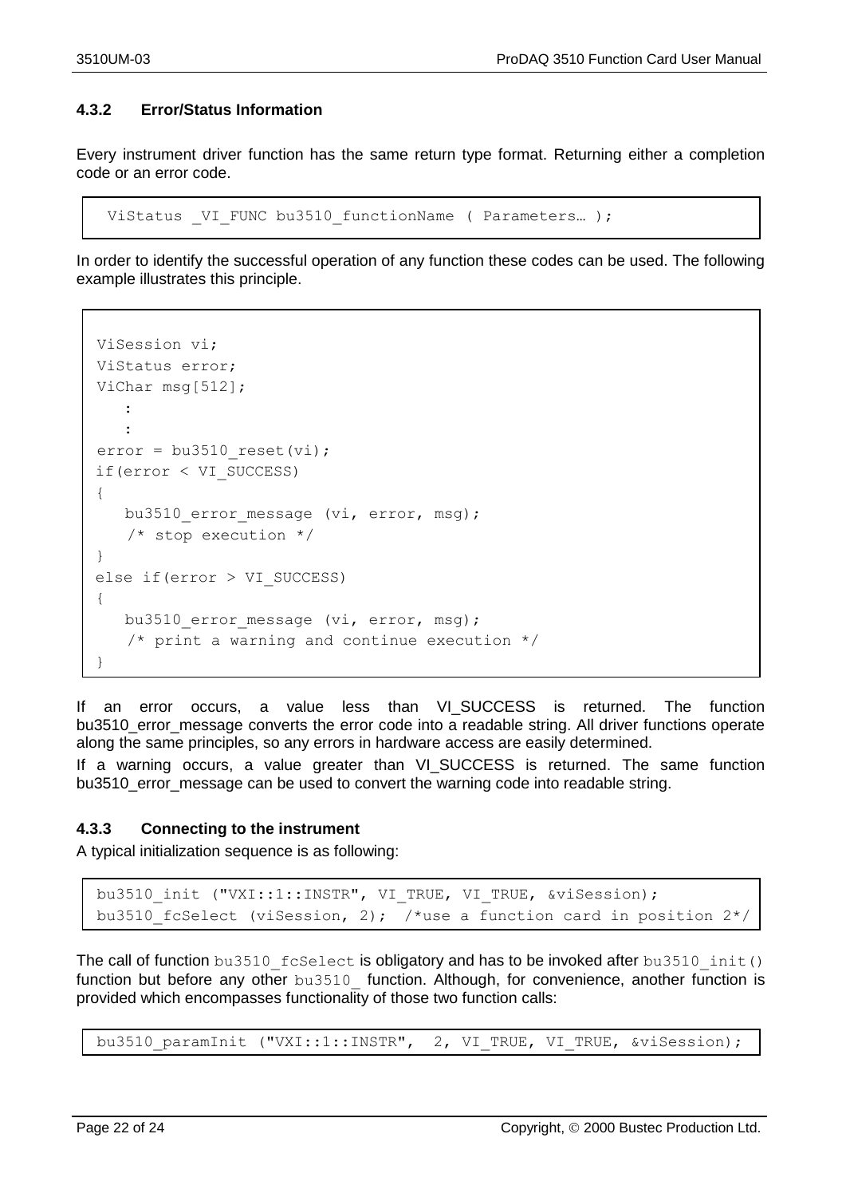### 4.3.2 Error/Status Information

Every instrument driver function has the same return type format. Returning either a completion code or an error code.

```
ViStatus _VI_FUNC bu3510_functionName ( Parameters… );
```

In order to identify the successful operation of any function these codes can be used. The following example illustrates this principle.

```
ViSession vi;
ViStatus error;
ViChar msg[512];
   :
   :
error = bu3510_reset(vi);
if(error < VI_SUCCESS)
{
   bu3510_error_message (vi, error, msg);
   /* stop execution */
}
else if(error > VI_SUCCESS)
{
   bu3510_error_message (vi, error, msg);
   /* print a warning and continue execution */
}
```

If an error occurs, a value less than VI_SUCCESS is returned. The function bu3510_error_message converts the error code into a readable string. All driver functions operate along the same principles, so any errors in hardware access are easily determined.

If a warning occurs, a value greater than VI_SUCCESS is returned. The same function bu3510_error_message can be used to convert the warning code into readable string.

### 4.3.3 Connecting to the instrument

A typical initialization sequence is as following:

```
bu3510_init ("VXI::1::INSTR", VI_TRUE, VI_TRUE, &viSession);
bu3510_fcSelect (viSession, 2);  /*use a function card in position 2*/
```

The call of function `bu3510_fcSelect` is obligatory and has to be invoked after `bu3510_init()` function but before any other `bu3510_` function. Although, for convenience, another function is provided which encompasses functionality of those two function calls:

```
bu3510_paramInit ("VXI::1::INSTR",  2, VI_TRUE, VI_TRUE, &viSession);
```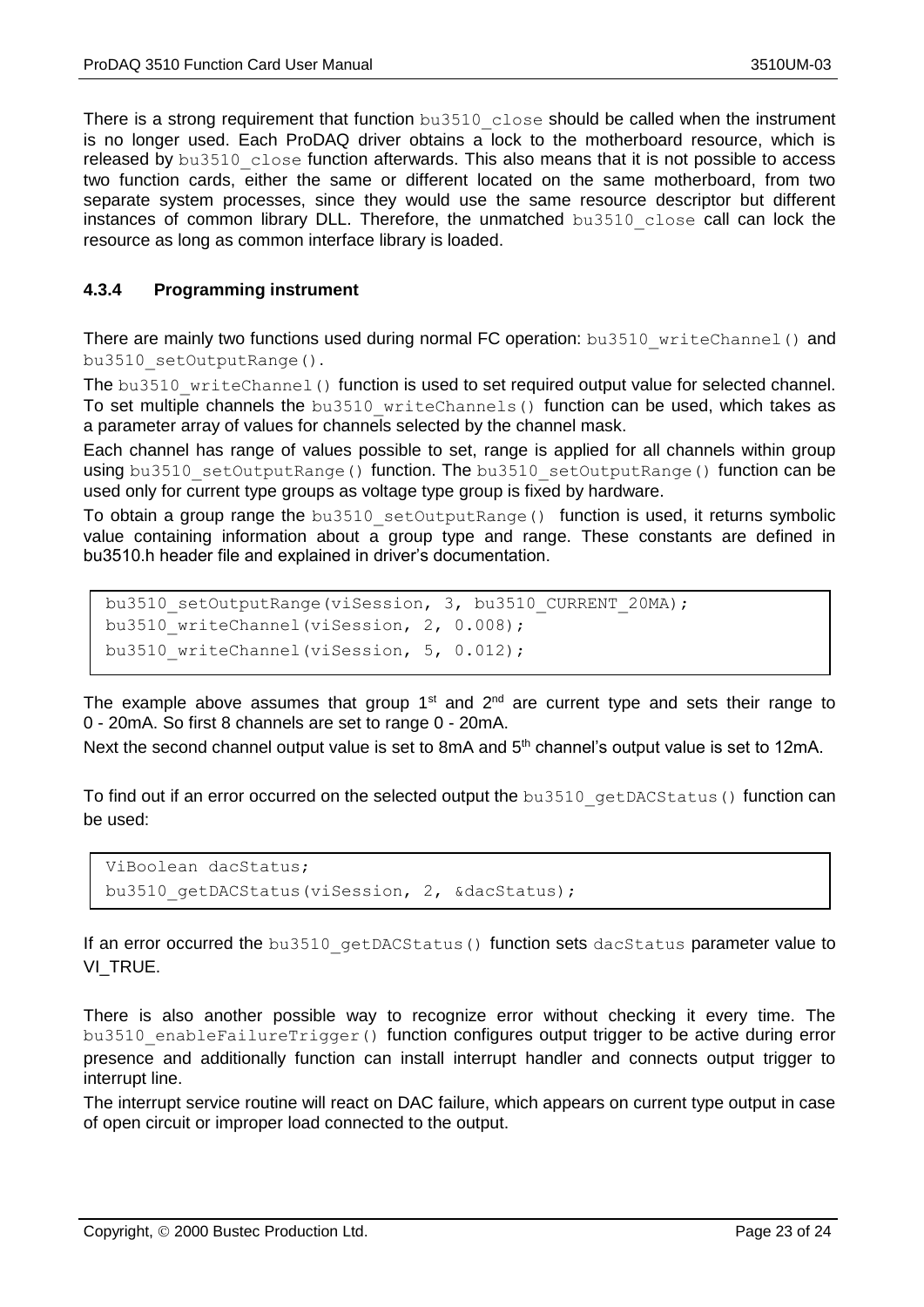There is a strong requirement that function `bu3510_close` should be called when the instrument is no longer used. Each ProDAQ driver obtains a lock to the motherboard resource, which is released by `bu3510_close` function afterwards. This also means that it is not possible to access two function cards, either the same or different located on the same motherboard, from two separate system processes, since they would use the same resource descriptor but different instances of common library DLL. Therefore, the unmatched `bu3510_close` call can lock the resource as long as common interface library is loaded.

### 4.3.4 Programming instrument

There are mainly two functions used during normal FC operation: `bu3510_writeChannel()` and `bu3510_setOutputRange()`.

The `bu3510_writeChannel()` function is used to set required output value for selected channel. To set multiple channels the `bu3510_writeChannels()` function can be used, which takes as a parameter array of values for channels selected by the channel mask.

Each channel has range of values possible to set, range is applied for all channels within group using `bu3510_setOutputRange()` function. The `bu3510_setOutputRange()` function can be used only for current type groups as voltage type group is fixed by hardware.

To obtain a group range the `bu3510_setOutputRange()` function is used, it returns symbolic value containing information about a group type and range. These constants are defined in bu3510.h header file and explained in driver's documentation.

```
bu3510_setOutputRange(viSession, 3, bu3510_CURRENT_20MA);
bu3510_writeChannel(viSession, 2, 0.008);
bu3510_writeChannel(viSession, 5, 0.012);
```

The example above assumes that group 1st and 2nd are current type and sets their range to 0 - 20mA. So first 8 channels are set to range 0 - 20mA.

Next the second channel output value is set to 8mA and 5th channel's output value is set to 12mA.

To find out if an error occurred on the selected output the `bu3510_getDACStatus()` function can be used:

```
ViBoolean dacStatus;
bu3510_getDACStatus(viSession, 2, &dacStatus);
```

If an error occurred the `bu3510_getDACStatus()` function sets `dacStatus` parameter value to VI_TRUE.

There is also another possible way to recognize error without checking it every time. The `bu3510_enableFailureTrigger()` function configures output trigger to be active during error presence and additionally function can install interrupt handler and connects output trigger to interrupt line.

The interrupt service routine will react on DAC failure, which appears on current type output in case of open circuit or improper load connected to the output.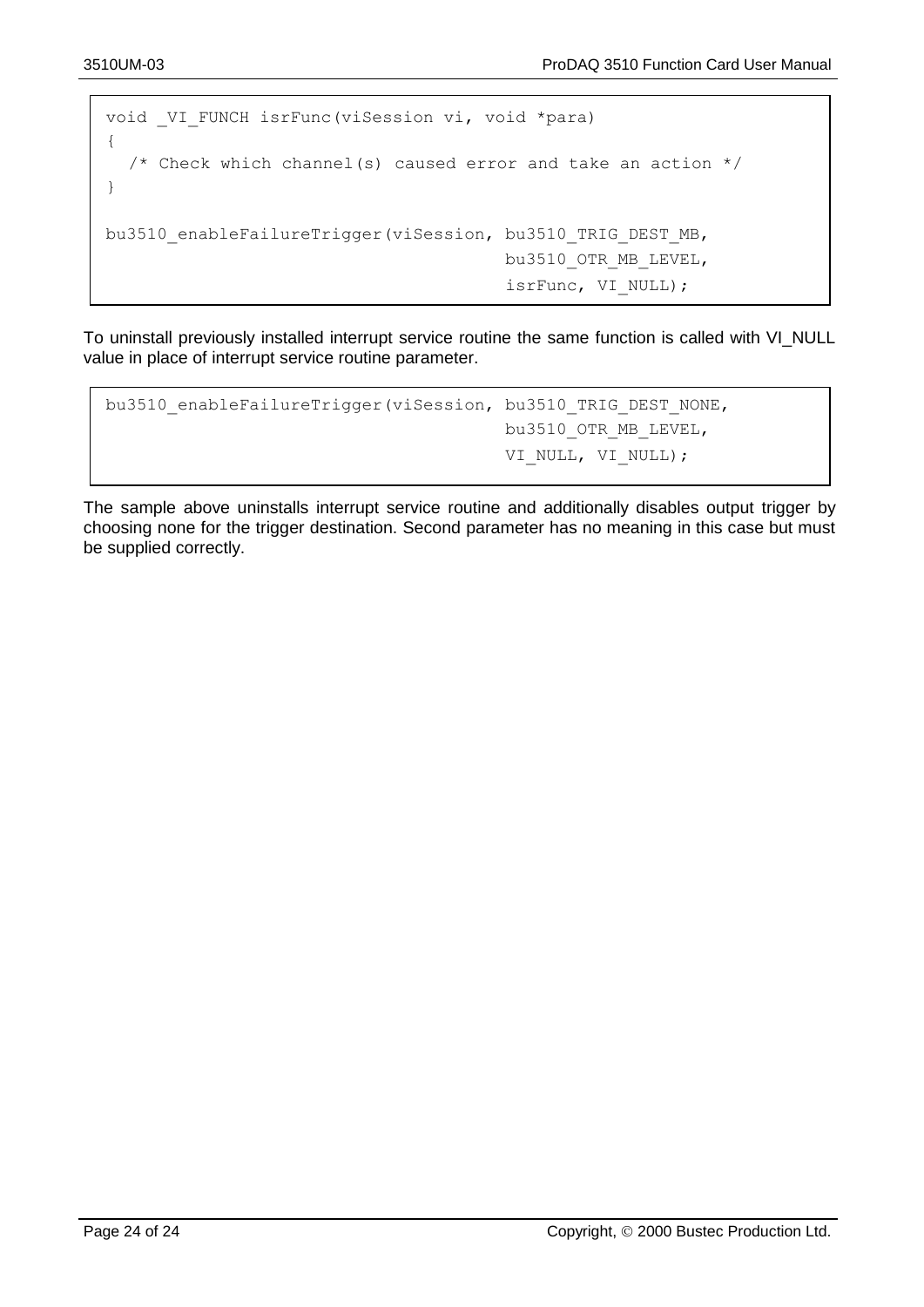```
void _VI_FUNCH isrFunc(viSession vi, void *para)
{
  /* Check which channel(s) caused error and take an action */
}

bu3510_enableFailureTrigger(viSession, bu3510_TRIG_DEST_MB,
                                       bu3510_OTR_MB_LEVEL,
                                       isrFunc, VI_NULL);
```

To uninstall previously installed interrupt service routine the same function is called with VI_NULL value in place of interrupt service routine parameter.

```
bu3510_enableFailureTrigger(viSession, bu3510_TRIG_DEST_NONE,
                                       bu3510_OTR_MB_LEVEL,
                                       VI_NULL, VI_NULL);
```

The sample above uninstalls interrupt service routine and additionally disables output trigger by choosing none for the trigger destination. Second parameter has no meaning in this case but must be supplied correctly.